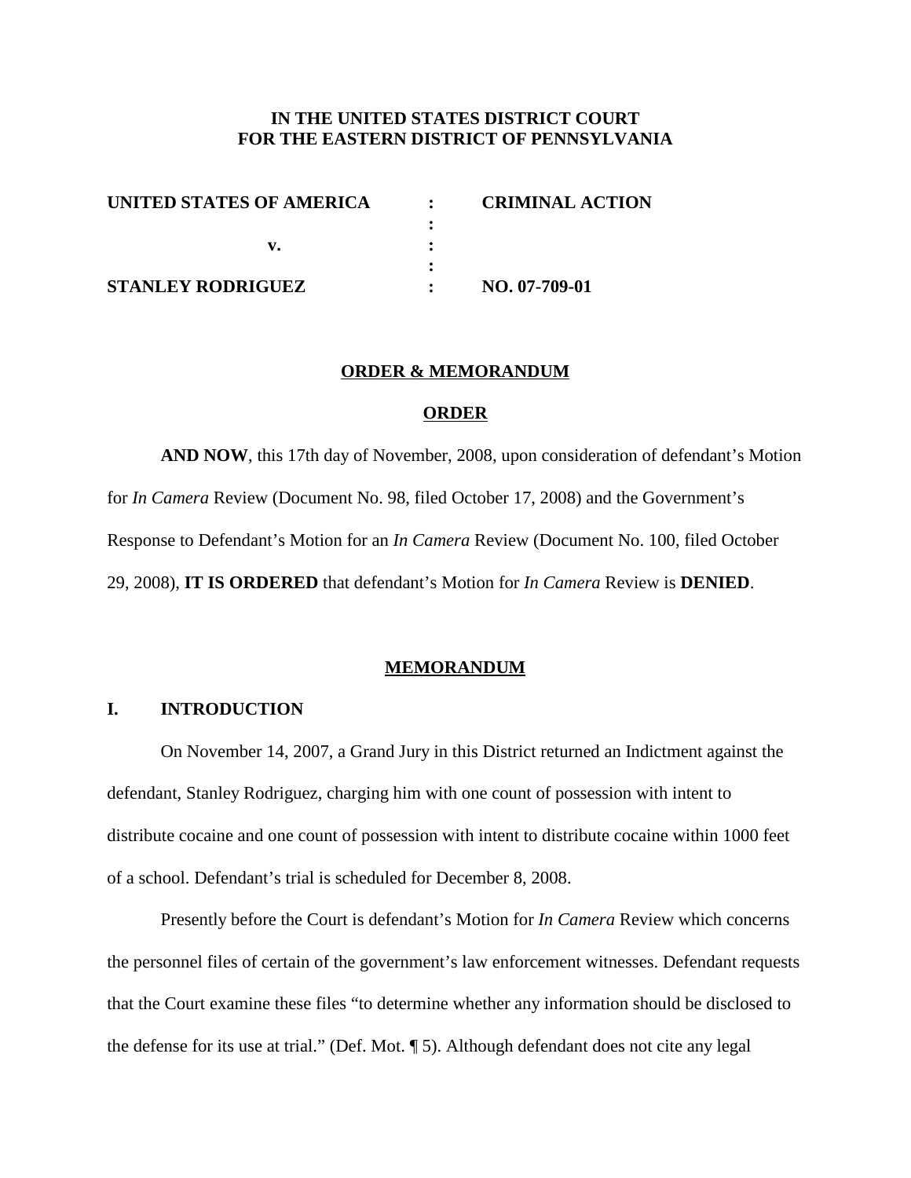**IN THE UNITED STATES DISTRICT COURT**
**FOR THE EASTERN DISTRICT OF PENNSYLVANIA**

| | | |
|---|---|---|
| **UNITED STATES OF AMERICA** | : | **CRIMINAL ACTION** |
| | : | |
| **v.** | : | |
| | : | |
| **STANLEY RODRIGUEZ** | : | **NO. 07-709-01** |

**ORDER & MEMORANDUM**

**ORDER**

**AND NOW**, this 17th day of November, 2008, upon consideration of defendant's Motion for *In Camera* Review (Document No. 98, filed October 17, 2008) and the Government's Response to Defendant's Motion for an *In Camera* Review (Document No. 100, filed October 29, 2008), **IT IS ORDERED** that defendant's Motion for *In Camera* Review is **DENIED**.

**MEMORANDUM**

## I. INTRODUCTION

On November 14, 2007, a Grand Jury in this District returned an Indictment against the defendant, Stanley Rodriguez, charging him with one count of possession with intent to distribute cocaine and one count of possession with intent to distribute cocaine within 1000 feet of a school. Defendant's trial is scheduled for December 8, 2008.

Presently before the Court is defendant's Motion for *In Camera* Review which concerns the personnel files of certain of the government's law enforcement witnesses. Defendant requests that the Court examine these files "to determine whether any information should be disclosed to the defense for its use at trial." (Def. Mot. ¶ 5). Although defendant does not cite any legal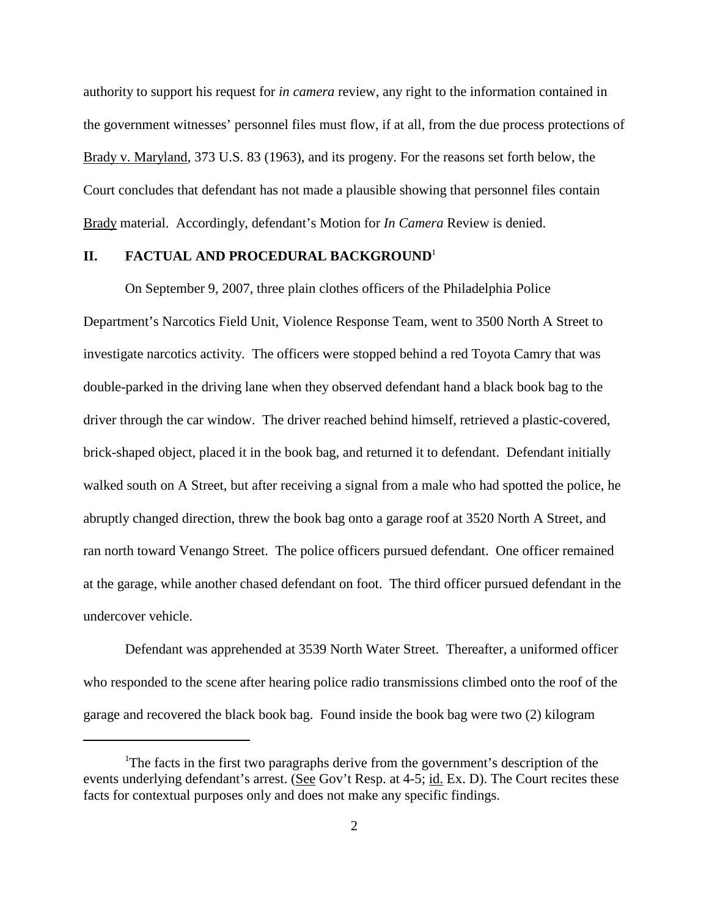authority to support his request for *in camera* review, any right to the information contained in the government witnesses' personnel files must flow, if at all, from the due process protections of Brady v. Maryland, 373 U.S. 83 (1963), and its progeny. For the reasons set forth below, the Court concludes that defendant has not made a plausible showing that personnel files contain Brady material. Accordingly, defendant's Motion for *In Camera* Review is denied.

## II. FACTUAL AND PROCEDURAL BACKGROUND[1]

On September 9, 2007, three plain clothes officers of the Philadelphia Police Department's Narcotics Field Unit, Violence Response Team, went to 3500 North A Street to investigate narcotics activity. The officers were stopped behind a red Toyota Camry that was double-parked in the driving lane when they observed defendant hand a black book bag to the driver through the car window. The driver reached behind himself, retrieved a plastic-covered, brick-shaped object, placed it in the book bag, and returned it to defendant. Defendant initially walked south on A Street, but after receiving a signal from a male who had spotted the police, he abruptly changed direction, threw the book bag onto a garage roof at 3520 North A Street, and ran north toward Venango Street. The police officers pursued defendant. One officer remained at the garage, while another chased defendant on foot. The third officer pursued defendant in the undercover vehicle.

Defendant was apprehended at 3539 North Water Street. Thereafter, a uniformed officer who responded to the scene after hearing police radio transmissions climbed onto the roof of the garage and recovered the black book bag. Found inside the book bag were two (2) kilogram

---

[1] The facts in the first two paragraphs derive from the government's description of the events underlying defendant's arrest. (See Gov't Resp. at 4-5; id. Ex. D). The Court recites these facts for contextual purposes only and does not make any specific findings.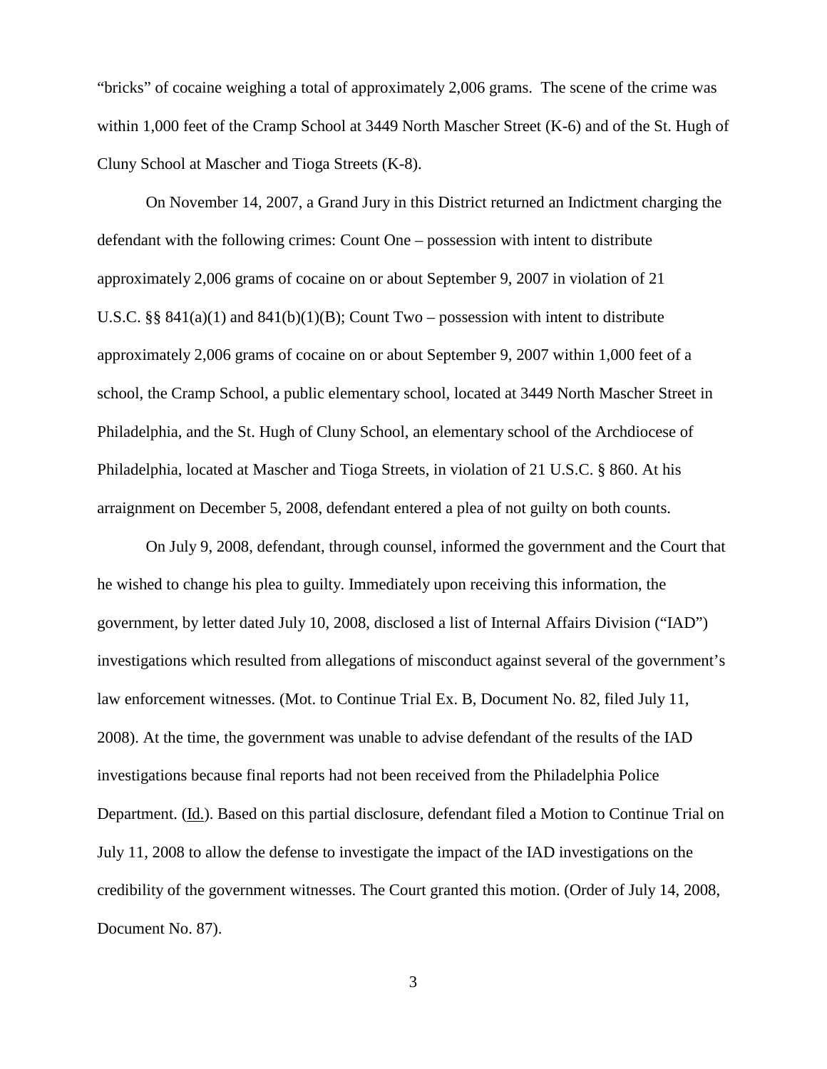"bricks" of cocaine weighing a total of approximately 2,006 grams. The scene of the crime was within 1,000 feet of the Cramp School at 3449 North Mascher Street (K-6) and of the St. Hugh of Cluny School at Mascher and Tioga Streets (K-8).

On November 14, 2007, a Grand Jury in this District returned an Indictment charging the defendant with the following crimes: Count One – possession with intent to distribute approximately 2,006 grams of cocaine on or about September 9, 2007 in violation of 21 U.S.C. §§ 841(a)(1) and 841(b)(1)(B); Count Two – possession with intent to distribute approximately 2,006 grams of cocaine on or about September 9, 2007 within 1,000 feet of a school, the Cramp School, a public elementary school, located at 3449 North Mascher Street in Philadelphia, and the St. Hugh of Cluny School, an elementary school of the Archdiocese of Philadelphia, located at Mascher and Tioga Streets, in violation of 21 U.S.C. § 860. At his arraignment on December 5, 2008, defendant entered a plea of not guilty on both counts.

On July 9, 2008, defendant, through counsel, informed the government and the Court that he wished to change his plea to guilty. Immediately upon receiving this information, the government, by letter dated July 10, 2008, disclosed a list of Internal Affairs Division ("IAD") investigations which resulted from allegations of misconduct against several of the government's law enforcement witnesses. (Mot. to Continue Trial Ex. B, Document No. 82, filed July 11, 2008). At the time, the government was unable to advise defendant of the results of the IAD investigations because final reports had not been received from the Philadelphia Police Department. (Id.). Based on this partial disclosure, defendant filed a Motion to Continue Trial on July 11, 2008 to allow the defense to investigate the impact of the IAD investigations on the credibility of the government witnesses. The Court granted this motion. (Order of July 14, 2008, Document No. 87).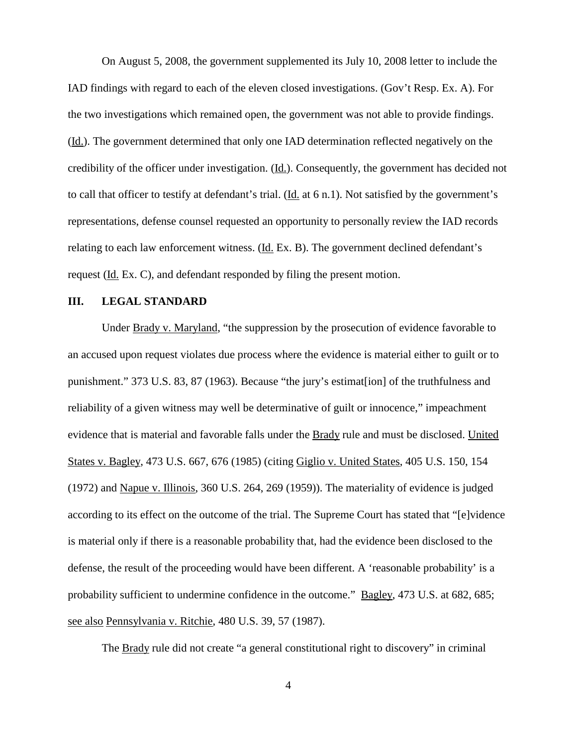On August 5, 2008, the government supplemented its July 10, 2008 letter to include the IAD findings with regard to each of the eleven closed investigations. (Gov't Resp. Ex. A). For the two investigations which remained open, the government was not able to provide findings. (Id.). The government determined that only one IAD determination reflected negatively on the credibility of the officer under investigation. (Id.). Consequently, the government has decided not to call that officer to testify at defendant's trial. (Id. at 6 n.1). Not satisfied by the government's representations, defense counsel requested an opportunity to personally review the IAD records relating to each law enforcement witness. (Id. Ex. B). The government declined defendant's request (Id. Ex. C), and defendant responded by filing the present motion.

## III. LEGAL STANDARD

Under Brady v. Maryland, "the suppression by the prosecution of evidence favorable to an accused upon request violates due process where the evidence is material either to guilt or to punishment." 373 U.S. 83, 87 (1963). Because "the jury's estimat[ion] of the truthfulness and reliability of a given witness may well be determinative of guilt or innocence," impeachment evidence that is material and favorable falls under the Brady rule and must be disclosed. United States v. Bagley, 473 U.S. 667, 676 (1985) (citing Giglio v. United States, 405 U.S. 150, 154 (1972) and Napue v. Illinois, 360 U.S. 264, 269 (1959)). The materiality of evidence is judged according to its effect on the outcome of the trial. The Supreme Court has stated that "[e]vidence is material only if there is a reasonable probability that, had the evidence been disclosed to the defense, the result of the proceeding would have been different. A 'reasonable probability' is a probability sufficient to undermine confidence in the outcome." Bagley, 473 U.S. at 682, 685; see also Pennsylvania v. Ritchie, 480 U.S. 39, 57 (1987).

The Brady rule did not create "a general constitutional right to discovery" in criminal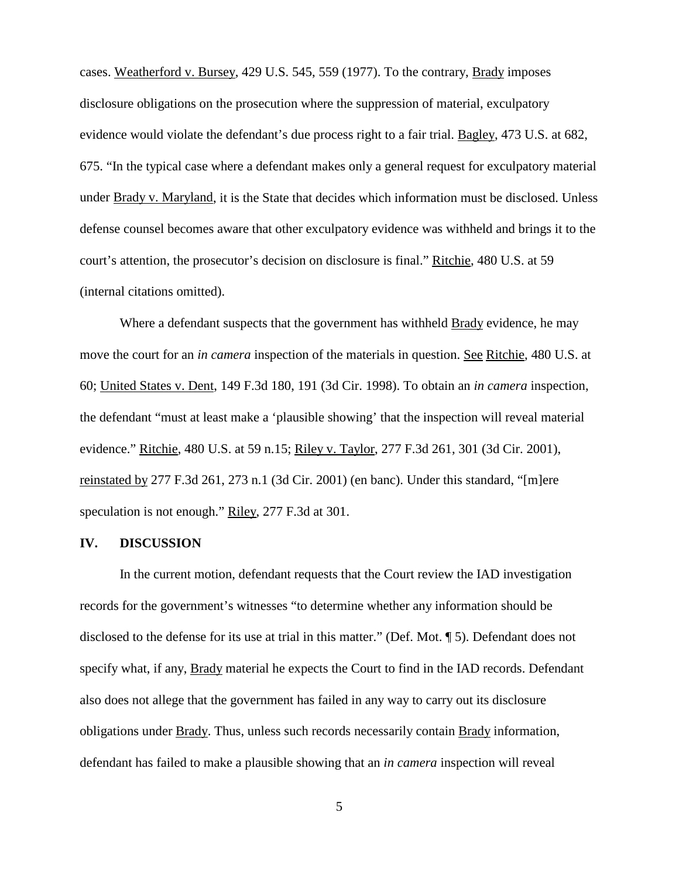cases. Weatherford v. Bursey, 429 U.S. 545, 559 (1977). To the contrary, Brady imposes disclosure obligations on the prosecution where the suppression of material, exculpatory evidence would violate the defendant's due process right to a fair trial. Bagley, 473 U.S. at 682, 675. "In the typical case where a defendant makes only a general request for exculpatory material under Brady v. Maryland, it is the State that decides which information must be disclosed. Unless defense counsel becomes aware that other exculpatory evidence was withheld and brings it to the court's attention, the prosecutor's decision on disclosure is final." Ritchie, 480 U.S. at 59 (internal citations omitted).

Where a defendant suspects that the government has withheld Brady evidence, he may move the court for an *in camera* inspection of the materials in question. See Ritchie, 480 U.S. at 60; United States v. Dent, 149 F.3d 180, 191 (3d Cir. 1998). To obtain an *in camera* inspection, the defendant "must at least make a 'plausible showing' that the inspection will reveal material evidence." Ritchie, 480 U.S. at 59 n.15; Riley v. Taylor, 277 F.3d 261, 301 (3d Cir. 2001), reinstated by 277 F.3d 261, 273 n.1 (3d Cir. 2001) (en banc). Under this standard, "[m]ere speculation is not enough." Riley, 277 F.3d at 301.

## IV. DISCUSSION

In the current motion, defendant requests that the Court review the IAD investigation records for the government's witnesses "to determine whether any information should be disclosed to the defense for its use at trial in this matter." (Def. Mot. ¶ 5). Defendant does not specify what, if any, Brady material he expects the Court to find in the IAD records. Defendant also does not allege that the government has failed in any way to carry out its disclosure obligations under Brady. Thus, unless such records necessarily contain Brady information, defendant has failed to make a plausible showing that an *in camera* inspection will reveal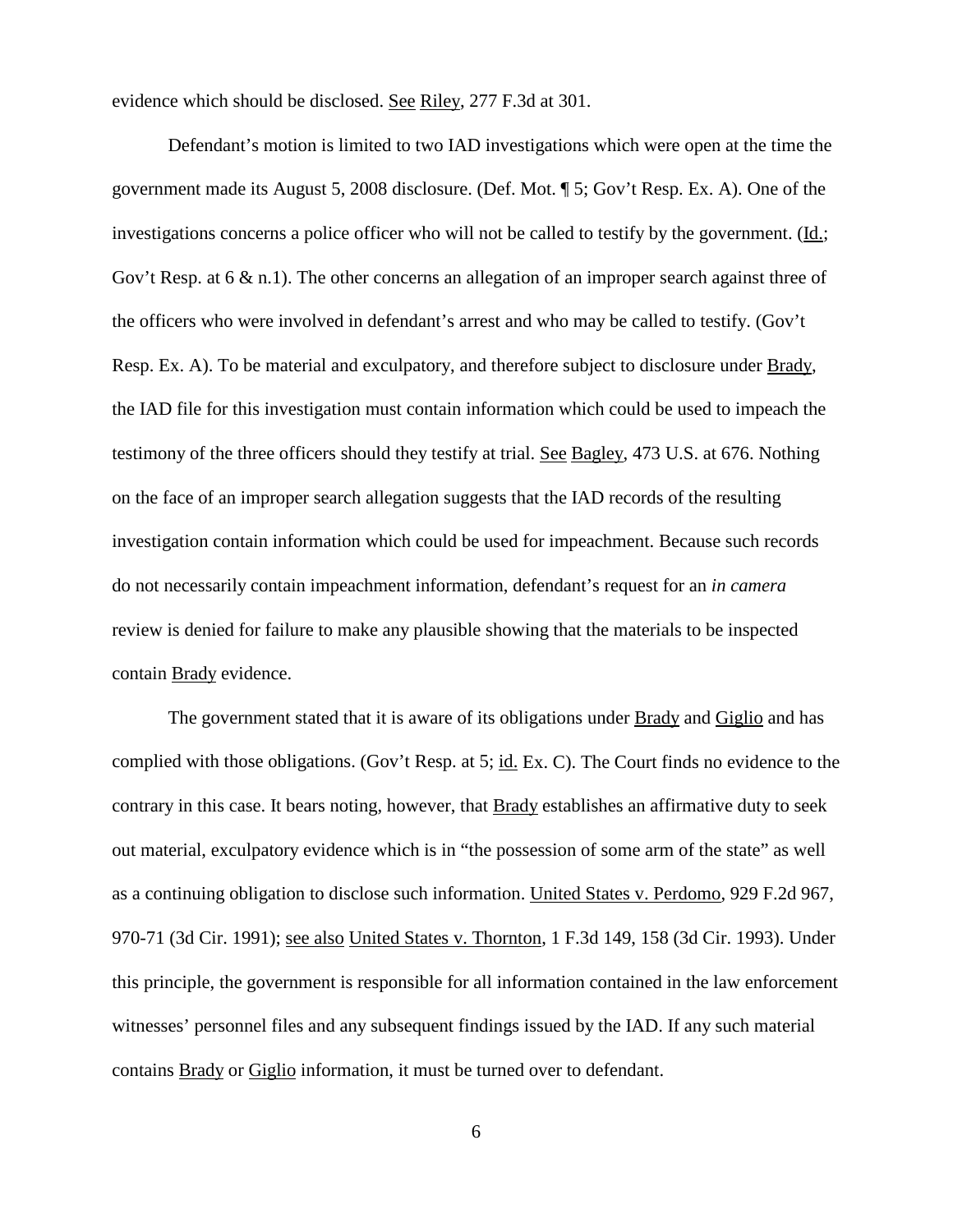evidence which should be disclosed. See Riley, 277 F.3d at 301.

Defendant's motion is limited to two IAD investigations which were open at the time the government made its August 5, 2008 disclosure. (Def. Mot. ¶ 5; Gov't Resp. Ex. A). One of the investigations concerns a police officer who will not be called to testify by the government. (Id.; Gov't Resp. at 6 & n.1). The other concerns an allegation of an improper search against three of the officers who were involved in defendant's arrest and who may be called to testify. (Gov't Resp. Ex. A). To be material and exculpatory, and therefore subject to disclosure under Brady, the IAD file for this investigation must contain information which could be used to impeach the testimony of the three officers should they testify at trial. See Bagley, 473 U.S. at 676. Nothing on the face of an improper search allegation suggests that the IAD records of the resulting investigation contain information which could be used for impeachment. Because such records do not necessarily contain impeachment information, defendant's request for an *in camera* review is denied for failure to make any plausible showing that the materials to be inspected contain Brady evidence.

The government stated that it is aware of its obligations under Brady and Giglio and has complied with those obligations. (Gov't Resp. at 5; id. Ex. C). The Court finds no evidence to the contrary in this case. It bears noting, however, that Brady establishes an affirmative duty to seek out material, exculpatory evidence which is in "the possession of some arm of the state" as well as a continuing obligation to disclose such information. United States v. Perdomo, 929 F.2d 967, 970-71 (3d Cir. 1991); see also United States v. Thornton, 1 F.3d 149, 158 (3d Cir. 1993). Under this principle, the government is responsible for all information contained in the law enforcement witnesses' personnel files and any subsequent findings issued by the IAD. If any such material contains Brady or Giglio information, it must be turned over to defendant.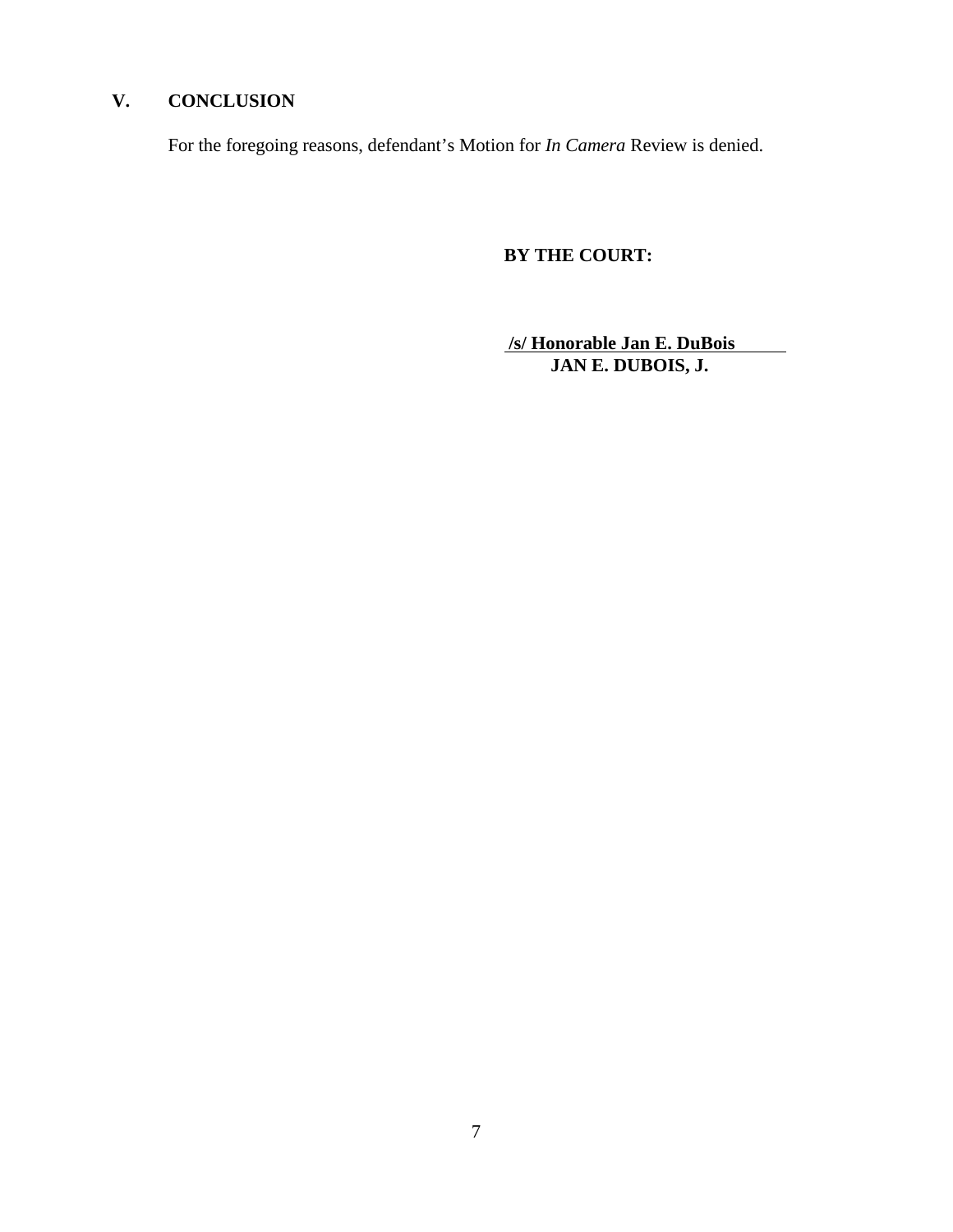## V. CONCLUSION

For the foregoing reasons, defendant's Motion for *In Camera* Review is denied.

**BY THE COURT:**

**/s/ Honorable Jan E. DuBois**
**JAN E. DUBOIS, J.**